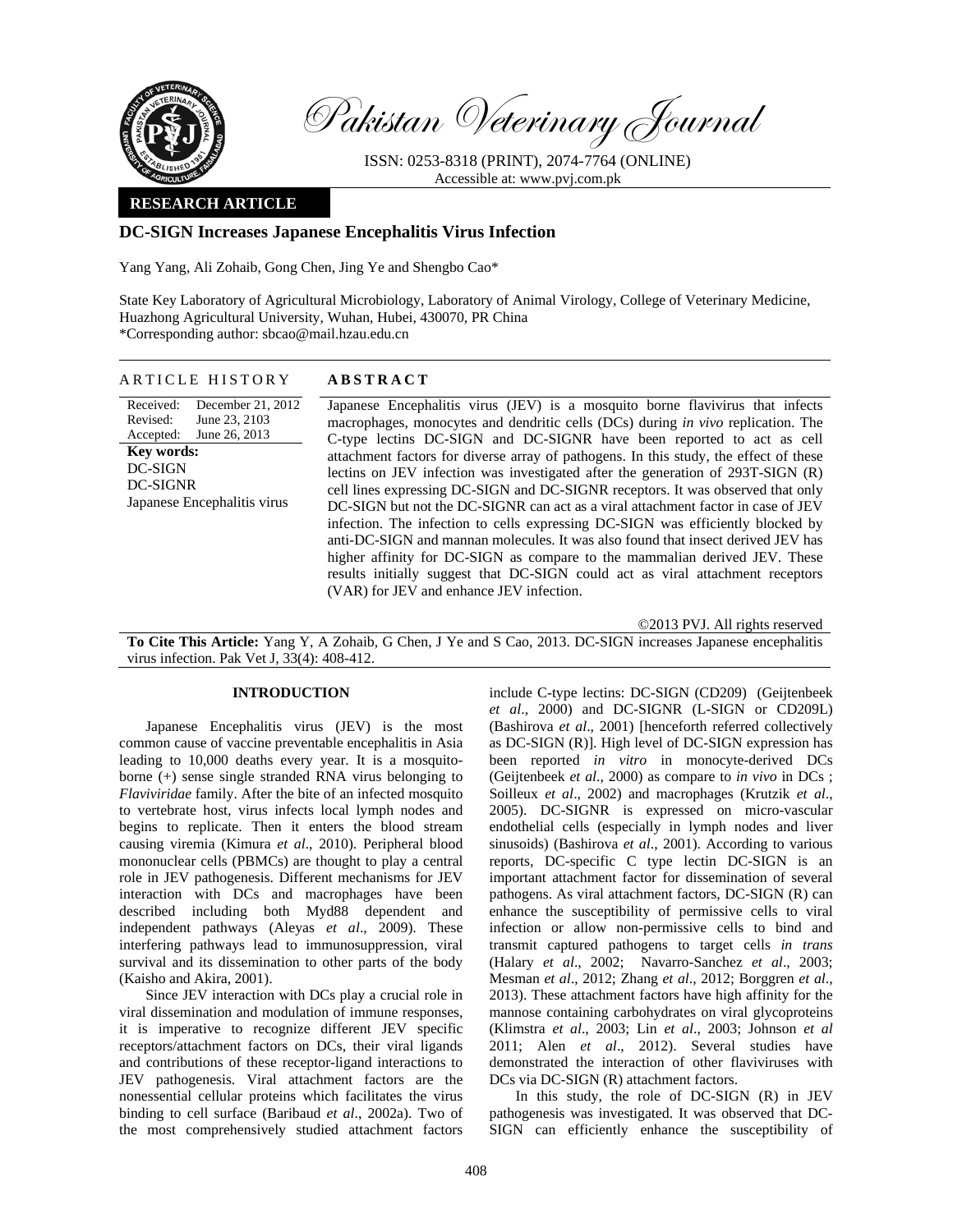Pakistan Veterinary Journal

ISSN: 0253-8318 (PRINT), 2074-7764 (ONLINE)
Accessible at: www.pvj.com.pk

**RESEARCH ARTICLE**

# DC-SIGN Increases Japanese Encephalitis Virus Infection

Yang Yang, Ali Zohaib, Gong Chen, Jing Ye and Shengbo Cao*

State Key Laboratory of Agricultural Microbiology, Laboratory of Animal Virology, College of Veterinary Medicine, Huazhong Agricultural University, Wuhan, Hubei, 430070, PR China
*Corresponding author: sbcao@mail.hzau.edu.cn

## ARTICLE HISTORY

Received: December 21, 2012
Revised: June 23, 2103
Accepted: June 26, 2013

**Key words:**
DC-SIGN
DC-SIGNR
Japanese Encephalitis virus

## ABSTRACT

Japanese Encephalitis virus (JEV) is a mosquito borne flavivirus that infects macrophages, monocytes and dendritic cells (DCs) during *in vivo* replication. The C-type lectins DC-SIGN and DC-SIGNR have been reported to act as cell attachment factors for diverse array of pathogens. In this study, the effect of these lectins on JEV infection was investigated after the generation of 293T-SIGN (R) cell lines expressing DC-SIGN and DC-SIGNR receptors. It was observed that only DC-SIGN but not the DC-SIGNR can act as a viral attachment factor in case of JEV infection. The infection to cells expressing DC-SIGN was efficiently blocked by anti-DC-SIGN and mannan molecules. It was also found that insect derived JEV has higher affinity for DC-SIGN as compare to the mammalian derived JEV. These results initially suggest that DC-SIGN could act as viral attachment receptors (VAR) for JEV and enhance JEV infection.

©2013 PVJ. All rights reserved

**To Cite This Article:** Yang Y, A Zohaib, G Chen, J Ye and S Cao, 2013. DC-SIGN increases Japanese encephalitis virus infection. Pak Vet J, 33(4): 408-412.

## INTRODUCTION

Japanese Encephalitis virus (JEV) is the most common cause of vaccine preventable encephalitis in Asia leading to 10,000 deaths every year. It is a mosquito-borne (+) sense single stranded RNA virus belonging to *Flaviviridae* family. After the bite of an infected mosquito to vertebrate host, virus infects local lymph nodes and begins to replicate. Then it enters the blood stream causing viremia (Kimura *et al*., 2010). Peripheral blood mononuclear cells (PBMCs) are thought to play a central role in JEV pathogenesis. Different mechanisms for JEV interaction with DCs and macrophages have been described including both Myd88 dependent and independent pathways (Aleyas *et al*., 2009). These interfering pathways lead to immunosuppression, viral survival and its dissemination to other parts of the body (Kaisho and Akira, 2001).

Since JEV interaction with DCs play a crucial role in viral dissemination and modulation of immune responses, it is imperative to recognize different JEV specific receptors/attachment factors on DCs, their viral ligands and contributions of these receptor-ligand interactions to JEV pathogenesis. Viral attachment factors are the nonessential cellular proteins which facilitates the virus binding to cell surface (Baribaud *et al*., 2002a). Two of the most comprehensively studied attachment factors include C-type lectins: DC-SIGN (CD209) (Geijtenbeek *et al*., 2000) and DC-SIGNR (L-SIGN or CD209L) (Bashirova *et al*., 2001) [henceforth referred collectively as DC-SIGN (R)]. High level of DC-SIGN expression has been reported *in vitro* in monocyte-derived DCs (Geijtenbeek *et al*., 2000) as compare to *in vivo* in DCs ; Soilleux *et al*., 2002) and macrophages (Krutzik *et al*., 2005). DC-SIGNR is expressed on micro-vascular endothelial cells (especially in lymph nodes and liver sinusoids) (Bashirova *et al*., 2001). According to various reports, DC-specific C type lectin DC-SIGN is an important attachment factor for dissemination of several pathogens. As viral attachment factors, DC-SIGN (R) can enhance the susceptibility of permissive cells to viral infection or allow non-permissive cells to bind and transmit captured pathogens to target cells *in trans* (Halary *et al*., 2002; Navarro-Sanchez *et al*., 2003; Mesman *et al*., 2012; Zhang *et al*., 2012; Borggren *et al*., 2013). These attachment factors have high affinity for the mannose containing carbohydrates on viral glycoproteins (Klimstra *et al*., 2003; Lin *et al*., 2003; Johnson *et al* 2011; Alen *et al*., 2012). Several studies have demonstrated the interaction of other flaviviruses with DCs via DC-SIGN (R) attachment factors.

In this study, the role of DC-SIGN (R) in JEV pathogenesis was investigated. It was observed that DC-SIGN can efficiently enhance the susceptibility of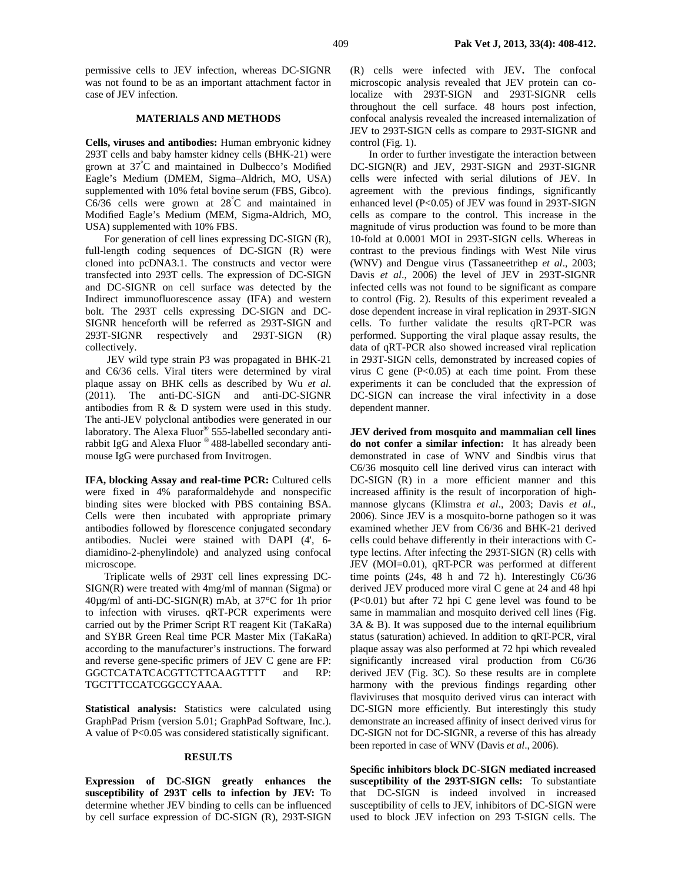permissive cells to JEV infection, whereas DC-SIGNR was not found to be as an important attachment factor in case of JEV infection.

## MATERIALS AND METHODS

**Cells, viruses and antibodies:** Human embryonic kidney 293T cells and baby hamster kidney cells (BHK-21) were grown at 37°C and maintained in Dulbecco's Modified Eagle's Medium (DMEM, Sigma–Aldrich, MO, USA) supplemented with 10% fetal bovine serum (FBS, Gibco). C6/36 cells were grown at 28°C and maintained in Modified Eagle's Medium (MEM, Sigma-Aldrich, MO, USA) supplemented with 10% FBS.

For generation of cell lines expressing DC-SIGN (R), full-length coding sequences of DC-SIGN (R) were cloned into pcDNA3.1. The constructs and vector were transfected into 293T cells. The expression of DC-SIGN and DC-SIGNR on cell surface was detected by the Indirect immunofluorescence assay (IFA) and western bolt. The 293T cells expressing DC-SIGN and DC-SIGNR henceforth will be referred as 293T-SIGN and 293T-SIGNR respectively and 293T-SIGN (R) collectively.

JEV wild type strain P3 was propagated in BHK-21 and C6/36 cells. Viral titers were determined by viral plaque assay on BHK cells as described by Wu *et al*. (2011). The anti-DC-SIGN and anti-DC-SIGNR antibodies from R & D system were used in this study. The anti-JEV polyclonal antibodies were generated in our laboratory. The Alexa Fluor® 555-labelled secondary anti-rabbit IgG and Alexa Fluor ® 488-labelled secondary anti-mouse IgG were purchased from Invitrogen.

**IFA, blocking Assay and real-time PCR:** Cultured cells were fixed in 4% paraformaldehyde and nonspecific binding sites were blocked with PBS containing BSA. Cells were then incubated with appropriate primary antibodies followed by florescence conjugated secondary antibodies. Nuclei were stained with DAPI (4', 6-diamidino-2-phenylindole) and analyzed using confocal microscope.

Triplicate wells of 293T cell lines expressing DC-SIGN(R) were treated with 4mg/ml of mannan (Sigma) or 40μg/ml of anti-DC-SIGN(R) mAb, at 37°C for 1h prior to infection with viruses. qRT-PCR experiments were carried out by the Primer Script RT reagent Kit (TaKaRa) and SYBR Green Real time PCR Master Mix (TaKaRa) according to the manufacturer's instructions. The forward and reverse gene-specific primers of JEV C gene are FP: GGCTCATATCACGTTCTTCAAGTTTT and RP: TGCTTTCCATCGGCCYAAA.

**Statistical analysis:** Statistics were calculated using GraphPad Prism (version 5.01; GraphPad Software, Inc.). A value of $P<0.05$ was considered statistically significant.

## RESULTS

**Expression of DC-SIGN greatly enhances the susceptibility of 293T cells to infection by JEV:** To determine whether JEV binding to cells can be influenced by cell surface expression of DC-SIGN (R), 293T-SIGN (R) cells were infected with JEV**.** The confocal microscopic analysis revealed that JEV protein can co-localize with 293T-SIGN and 293T-SIGNR cells throughout the cell surface. 48 hours post infection, confocal analysis revealed the increased internalization of JEV to 293T-SIGN cells as compare to 293T-SIGNR and control (Fig. 1).

In order to further investigate the interaction between DC-SIGN(R) and JEV, 293T-SIGN and 293T-SIGNR cells were infected with serial dilutions of JEV. In agreement with the previous findings, significantly enhanced level ($P<0.05$) of JEV was found in 293T-SIGN cells as compare to the control. This increase in the magnitude of virus production was found to be more than 10-fold at 0.0001 MOI in 293T-SIGN cells. Whereas in contrast to the previous findings with West Nile virus (WNV) and Dengue virus (Tassaneetrithep *et al*., 2003; Davis *et al*., 2006) the level of JEV in 293T-SIGNR infected cells was not found to be significant as compare to control (Fig. 2). Results of this experiment revealed a dose dependent increase in viral replication in 293T-SIGN cells. To further validate the results qRT-PCR was performed. Supporting the viral plaque assay results, the data of qRT-PCR also showed increased viral replication in 293T-SIGN cells, demonstrated by increased copies of virus C gene ($P<0.05$) at each time point. From these experiments it can be concluded that the expression of DC-SIGN can increase the viral infectivity in a dose dependent manner.

**JEV derived from mosquito and mammalian cell lines do not confer a similar infection:** It has already been demonstrated in case of WNV and Sindbis virus that C6/36 mosquito cell line derived virus can interact with DC-SIGN (R) in a more efficient manner and this increased affinity is the result of incorporation of high-mannose glycans (Klimstra *et al*., 2003; Davis *et al*., 2006). Since JEV is a mosquito-borne pathogen so it was examined whether JEV from C6/36 and BHK-21 derived cells could behave differently in their interactions with C-type lectins. After infecting the 293T-SIGN (R) cells with JEV (MOI=0.01), qRT-PCR was performed at different time points (24s, 48 h and 72 h). Interestingly C6/36 derived JEV produced more viral C gene at 24 and 48 hpi ($P<0.01$) but after 72 hpi C gene level was found to be same in mammalian and mosquito derived cell lines (Fig. 3A & B). It was supposed due to the internal equilibrium status (saturation) achieved. In addition to qRT-PCR, viral plaque assay was also performed at 72 hpi which revealed significantly increased viral production from C6/36 derived JEV (Fig. 3C). So these results are in complete harmony with the previous findings regarding other flaviviruses that mosquito derived virus can interact with DC-SIGN more efficiently. But interestingly this study demonstrate an increased affinity of insect derived virus for DC-SIGN not for DC-SIGNR, a reverse of this has already been reported in case of WNV (Davis *et al*., 2006).

**Specific inhibitors block DC-SIGN mediated increased susceptibility of the 293T-SIGN cells:** To substantiate that DC-SIGN is indeed involved in increased susceptibility of cells to JEV, inhibitors of DC-SIGN were used to block JEV infection on 293 T-SIGN cells. The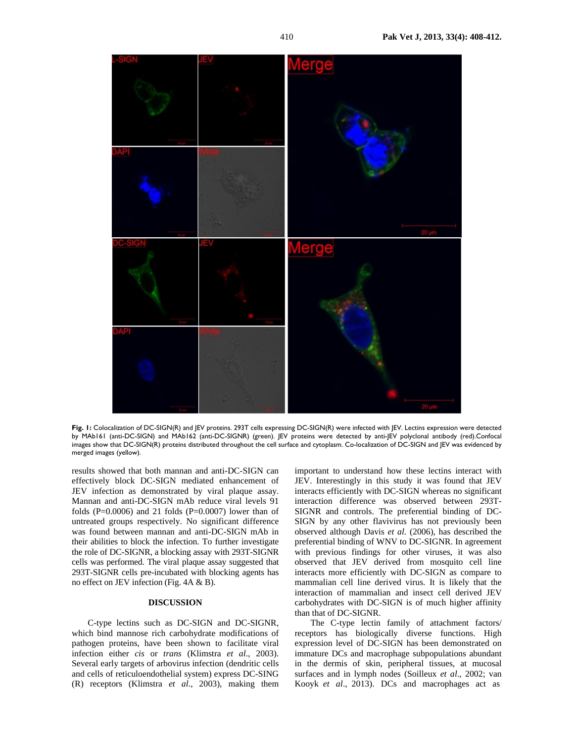**Fig. 1:** Colocalization of DC-SIGN(R) and JEV proteins. 293T cells expressing DC-SIGN(R) were infected with JEV. Lectins expression were detected by MAb161 (anti-DC-SIGN) and MAb162 (anti-DC-SIGNR) (green). JEV proteins were detected by anti-JEV polyclonal antibody (red).Confocal images show that DC-SIGN(R) proteins distributed throughout the cell surface and cytoplasm. Co-localization of DC-SIGN and JEV was evidenced by merged images (yellow).

results showed that both mannan and anti-DC-SIGN can effectively block DC-SIGN mediated enhancement of JEV infection as demonstrated by viral plaque assay. Mannan and anti-DC-SIGN mAb reduce viral levels 91 folds (P=0.0006) and 21 folds (P=0.0007) lower than of untreated groups respectively. No significant difference was found between mannan and anti-DC-SIGN mAb in their abilities to block the infection. To further investigate the role of DC-SIGNR, a blocking assay with 293T-SIGNR cells was performed. The viral plaque assay suggested that 293T-SIGNR cells pre-incubated with blocking agents has no effect on JEV infection (Fig. 4A & B).

## DISCUSSION

C-type lectins such as DC-SIGN and DC-SIGNR, which bind mannose rich carbohydrate modifications of pathogen proteins, have been shown to facilitate viral infection either *cis* or *trans* (Klimstra *et al*., 2003). Several early targets of arbovirus infection (dendritic cells and cells of reticuloendothelial system) express DC-SING (R) receptors (Klimstra *et al*., 2003), making them important to understand how these lectins interact with JEV. Interestingly in this study it was found that JEV interacts efficiently with DC-SIGN whereas no significant interaction difference was observed between 293T-SIGNR and controls. The preferential binding of DC-SIGN by any other flavivirus has not previously been observed although Davis *et al.* (2006), has described the preferential binding of WNV to DC-SIGNR. In agreement with previous findings for other viruses, it was also observed that JEV derived from mosquito cell line interacts more efficiently with DC-SIGN as compare to mammalian cell line derived virus. It is likely that the interaction of mammalian and insect cell derived JEV carbohydrates with DC-SIGN is of much higher affinity than that of DC-SIGNR.

The C-type lectin family of attachment factors/ receptors has biologically diverse functions. High expression level of DC-SIGN has been demonstrated on immature DCs and macrophage subpopulations abundant in the dermis of skin, peripheral tissues, at mucosal surfaces and in lymph nodes (Soilleux *et al*., 2002; van Kooyk *et al*., 2013). DCs and macrophages act as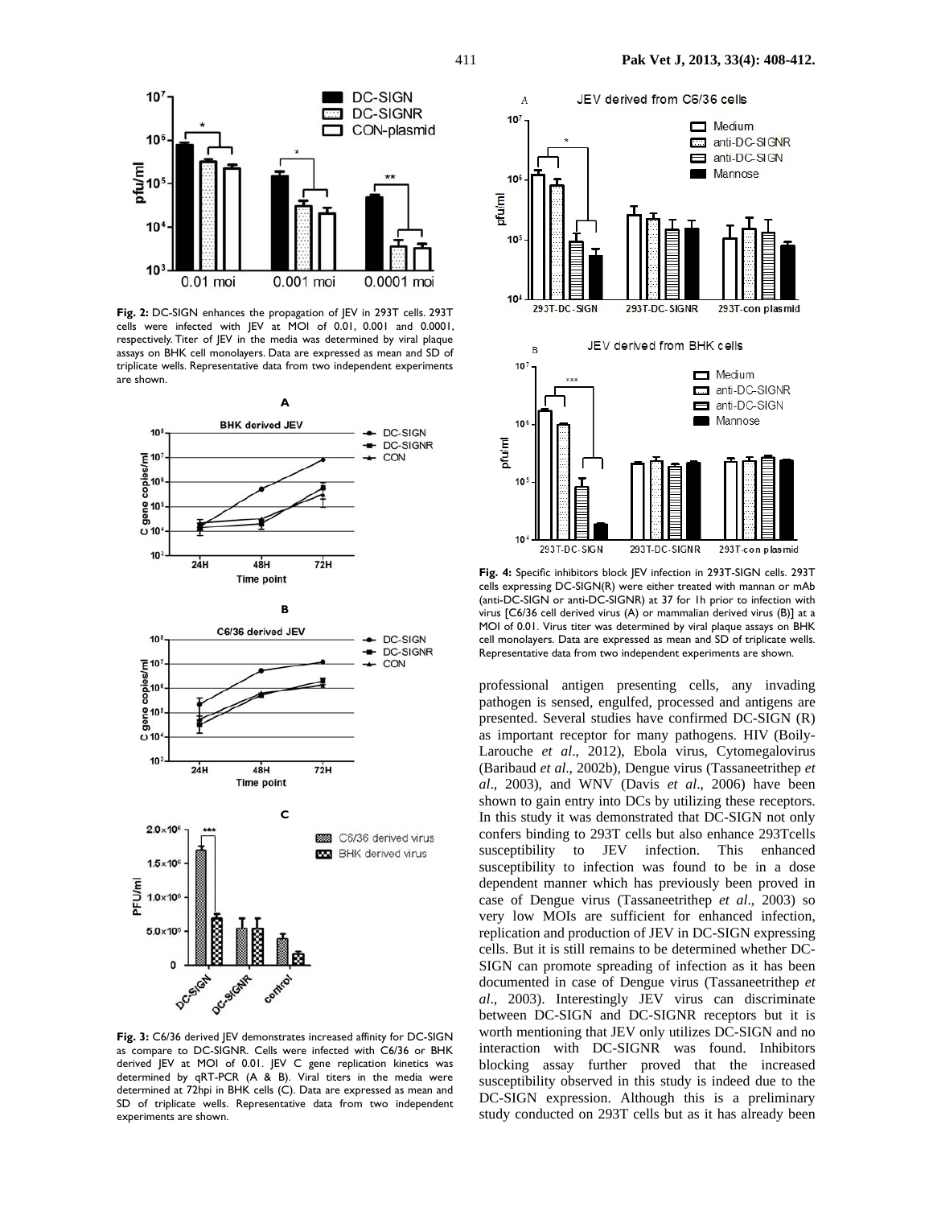**Fig. 2:** DC-SIGN enhances the propagation of JEV in 293T cells. 293T cells were infected with JEV at MOI of 0.01, 0.001 and 0.0001, respectively. Titer of JEV in the media was determined by viral plaque assays on BHK cell monolayers. Data are expressed as mean and SD of triplicate wells. Representative data from two independent experiments are shown.

**Fig. 3:** C6/36 derived JEV demonstrates increased affinity for DC-SIGN as compare to DC-SIGNR. Cells were infected with C6/36 or BHK derived JEV at MOI of 0.01. JEV C gene replication kinetics was determined by qRT-PCR (A & B). Viral titers in the media were determined at 72hpi in BHK cells (C). Data are expressed as mean and SD of triplicate wells. Representative data from two independent experiments are shown.

**Fig. 4:** Specific inhibitors block JEV infection in 293T-SIGN cells. 293T cells expressing DC-SIGN(R) were either treated with mannan or mAb (anti-DC-SIGN or anti-DC-SIGNR) at 37 for 1h prior to infection with virus [C6/36 cell derived virus (A) or mammalian derived virus (B)] at a MOI of 0.01. Virus titer was determined by viral plaque assays on BHK cell monolayers. Data are expressed as mean and SD of triplicate wells. Representative data from two independent experiments are shown.

professional antigen presenting cells, any invading pathogen is sensed, engulfed, processed and antigens are presented. Several studies have confirmed DC-SIGN (R) as important receptor for many pathogens. HIV (Boily-Larouche *et al*., 2012), Ebola virus, Cytomegalovirus (Baribaud *et al*., 2002b), Dengue virus (Tassaneetrithep *et al*., 2003), and WNV (Davis *et al*., 2006) have been shown to gain entry into DCs by utilizing these receptors. In this study it was demonstrated that DC-SIGN not only confers binding to 293T cells but also enhance 293Tcells susceptibility to JEV infection. This enhanced susceptibility to infection was found to be in a dose dependent manner which has previously been proved in case of Dengue virus (Tassaneetrithep *et al*., 2003) so very low MOIs are sufficient for enhanced infection, replication and production of JEV in DC-SIGN expressing cells. But it is still remains to be determined whether DC-SIGN can promote spreading of infection as it has been documented in case of Dengue virus (Tassaneetrithep *et al*., 2003). Interestingly JEV virus can discriminate between DC-SIGN and DC-SIGNR receptors but it is worth mentioning that JEV only utilizes DC-SIGN and no interaction with DC-SIGNR was found. Inhibitors blocking assay further proved that the increased susceptibility observed in this study is indeed due to the DC-SIGN expression. Although this is a preliminary study conducted on 293T cells but as it has already been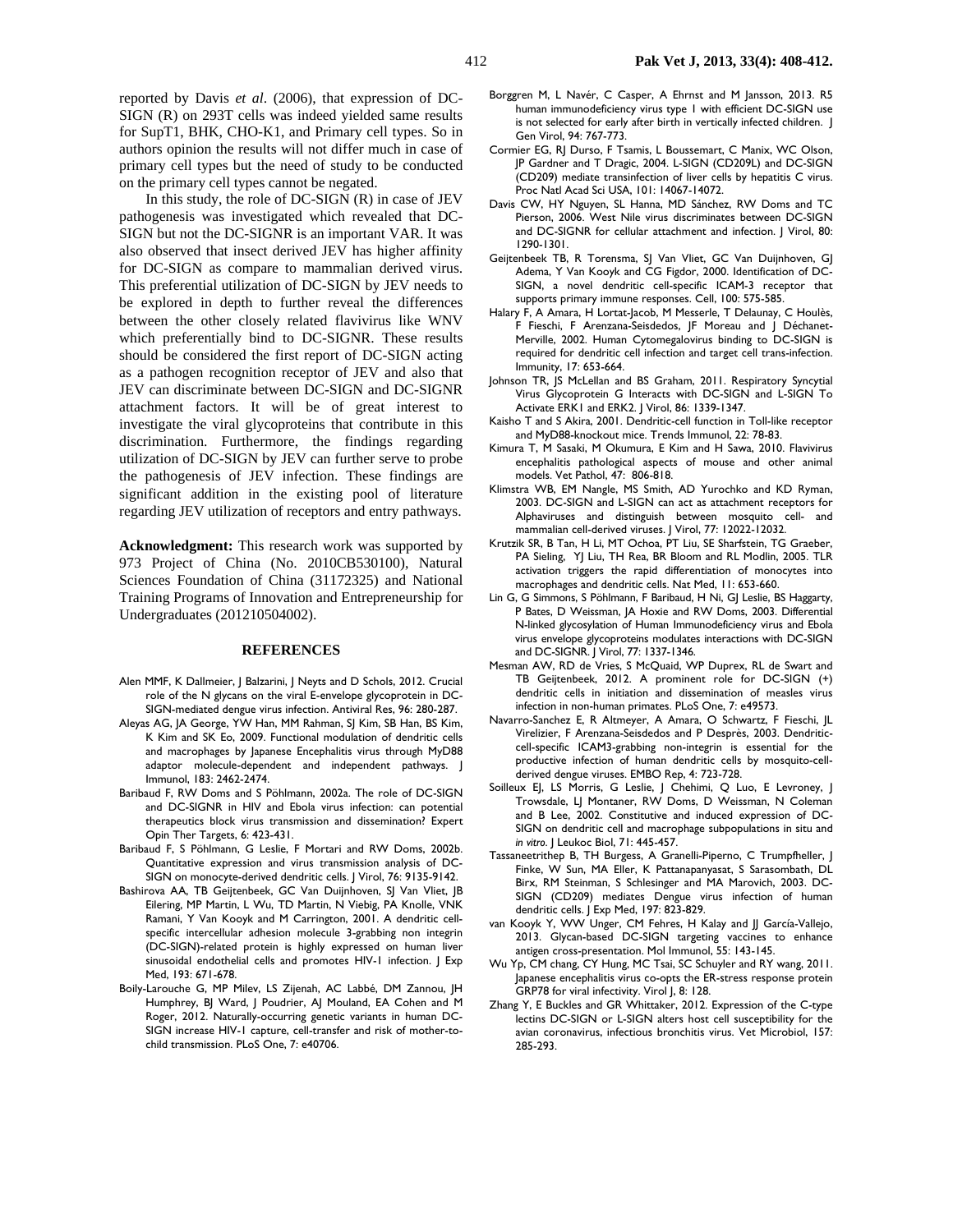reported by Davis *et al*. (2006), that expression of DC-SIGN (R) on 293T cells was indeed yielded same results for SupT1, BHK, CHO-K1, and Primary cell types. So in authors opinion the results will not differ much in case of primary cell types but the need of study to be conducted on the primary cell types cannot be negated.

In this study, the role of DC-SIGN (R) in case of JEV pathogenesis was investigated which revealed that DC-SIGN but not the DC-SIGNR is an important VAR. It was also observed that insect derived JEV has higher affinity for DC-SIGN as compare to mammalian derived virus. This preferential utilization of DC-SIGN by JEV needs to be explored in depth to further reveal the differences between the other closely related flavivirus like WNV which preferentially bind to DC-SIGNR. These results should be considered the first report of DC-SIGN acting as a pathogen recognition receptor of JEV and also that JEV can discriminate between DC-SIGN and DC-SIGNR attachment factors. It will be of great interest to investigate the viral glycoproteins that contribute in this discrimination. Furthermore, the findings regarding utilization of DC-SIGN by JEV can further serve to probe the pathogenesis of JEV infection. These findings are significant addition in the existing pool of literature regarding JEV utilization of receptors and entry pathways.

**Acknowledgment:** This research work was supported by 973 Project of China (No. 2010CB530100), Natural Sciences Foundation of China (31172325) and National Training Programs of Innovation and Entrepreneurship for Undergraduates (201210504002).

## REFERENCES

Alen MMF, K Dallmeier, J Balzarini, J Neyts and D Schols, 2012. Crucial role of the N glycans on the viral E-envelope glycoprotein in DC-SIGN-mediated dengue virus infection. Antiviral Res, 96: 280-287.

Aleyas AG, JA George, YW Han, MM Rahman, SJ Kim, SB Han, BS Kim, K Kim and SK Eo, 2009. Functional modulation of dendritic cells and macrophages by Japanese Encephalitis virus through MyD88 adaptor molecule-dependent and independent pathways. J Immunol, 183: 2462-2474.

Baribaud F, RW Doms and S Pöhlmann, 2002a. The role of DC-SIGN and DC-SIGNR in HIV and Ebola virus infection: can potential therapeutics block virus transmission and dissemination? Expert Opin Ther Targets, 6: 423-431.

Baribaud F, S Pöhlmann, G Leslie, F Mortari and RW Doms, 2002b. Quantitative expression and virus transmission analysis of DC-SIGN on monocyte-derived dendritic cells. J Virol, 76: 9135-9142.

Bashirova AA, TB Geijtenbeek, GC Van Duijnhoven, SJ Van Vliet, JB Eilering, MP Martin, L Wu, TD Martin, N Viebig, PA Knolle, VNK Ramani, Y Van Kooyk and M Carrington, 2001. A dendritic cell-specific intercellular adhesion molecule 3-grabbing non integrin (DC-SIGN)-related protein is highly expressed on human liver sinusoidal endothelial cells and promotes HIV-1 infection. J Exp Med, 193: 671-678.

Boily-Larouche G, MP Milev, LS Zijenah, AC Labbé, DM Zannou, JH Humphrey, BJ Ward, J Poudrier, AJ Mouland, EA Cohen and M Roger, 2012. Naturally-occurring genetic variants in human DC-SIGN increase HIV-1 capture, cell-transfer and risk of mother-to-child transmission. PLoS One, 7: e40706.

Borggren M, L Navér, C Casper, A Ehrnst and M Jansson, 2013. R5 human immunodeficiency virus type 1 with efficient DC-SIGN use is not selected for early after birth in vertically infected children. J Gen Virol, 94: 767-773.

Cormier EG, RJ Durso, F Tsamis, L Boussemart, C Manix, WC Olson, JP Gardner and T Dragic, 2004. L-SIGN (CD209L) and DC-SIGN (CD209) mediate transinfection of liver cells by hepatitis C virus. Proc Natl Acad Sci USA, 101: 14067-14072.

Davis CW, HY Nguyen, SL Hanna, MD Sánchez, RW Doms and TC Pierson, 2006. West Nile virus discriminates between DC-SIGN and DC-SIGNR for cellular attachment and infection. J Virol, 80: 1290-1301.

Geijtenbeek TB, R Torensma, SJ Van Vliet, GC Van Duijnhoven, GJ Adema, Y Van Kooyk and CG Figdor, 2000. Identification of DC-SIGN, a novel dendritic cell-specific ICAM-3 receptor that supports primary immune responses. Cell, 100: 575-585.

Halary F, A Amara, H Lortat-Jacob, M Messerle, T Delaunay, C Houlès, F Fieschi, F Arenzana-Seisdedos, JF Moreau and J Déchanet-Merville, 2002. Human Cytomegalovirus binding to DC-SIGN is required for dendritic cell infection and target cell trans-infection. Immunity, 17: 653-664.

Johnson TR, JS McLellan and BS Graham, 2011. Respiratory Syncytial Virus Glycoprotein G Interacts with DC-SIGN and L-SIGN To Activate ERK1 and ERK2. J Virol, 86: 1339-1347.

Kaisho T and S Akira, 2001. Dendritic-cell function in Toll-like receptor and MyD88-knockout mice. Trends Immunol, 22: 78-83.

Kimura T, M Sasaki, M Okumura, E Kim and H Sawa, 2010. Flavivirus encephalitis pathological aspects of mouse and other animal models. Vet Pathol, 47: 806-818.

Klimstra WB, EM Nangle, MS Smith, AD Yurochko and KD Ryman, 2003. DC-SIGN and L-SIGN can act as attachment receptors for Alphaviruses and distinguish between mosquito cell- and mammalian cell-derived viruses. J Virol, 77: 12022-12032.

Krutzik SR, B Tan, H Li, MT Ochoa, PT Liu, SE Sharfstein, TG Graeber, PA Sieling, YJ Liu, TH Rea, BR Bloom and RL Modlin, 2005. TLR activation triggers the rapid differentiation of monocytes into macrophages and dendritic cells. Nat Med, 11: 653-660.

Lin G, G Simmons, S Pöhlmann, F Baribaud, H Ni, GJ Leslie, BS Haggarty, P Bates, D Weissman, JA Hoxie and RW Doms, 2003. Differential N-linked glycosylation of Human Immunodeficiency virus and Ebola virus envelope glycoproteins modulates interactions with DC-SIGN and DC-SIGNR. J Virol, 77: 1337-1346.

Mesman AW, RD de Vries, S McQuaid, WP Duprex, RL de Swart and TB Geijtenbeek, 2012. A prominent role for DC-SIGN (+) dendritic cells in initiation and dissemination of measles virus infection in non-human primates. PLoS One, 7: e49573.

Navarro-Sanchez E, R Altmeyer, A Amara, O Schwartz, F Fieschi, JL Virelizier, F Arenzana-Seisdedos and P Desprès, 2003. Dendritic-cell-specific ICAM3-grabbing non-integrin is essential for the productive infection of human dendritic cells by mosquito-cell-derived dengue viruses. EMBO Rep, 4: 723-728.

Soilleux EJ, LS Morris, G Leslie, J Chehimi, Q Luo, E Levroney, J Trowsdale, LJ Montaner, RW Doms, D Weissman, N Coleman and B Lee, 2002. Constitutive and induced expression of DC-SIGN on dendritic cell and macrophage subpopulations in situ and *in vitro*. J Leukoc Biol, 71: 445-457.

Tassaneetrithep B, TH Burgess, A Granelli-Piperno, C Trumpfheller, J Finke, W Sun, MA Eller, K Pattanapanyasat, S Sarasombath, DL Birx, RM Steinman, S Schlesinger and MA Marovich, 2003. DC-SIGN (CD209) mediates Dengue virus infection of human dendritic cells. J Exp Med, 197: 823-829.

van Kooyk Y, WW Unger, CM Fehres, H Kalay and JJ García-Vallejo, 2013. Glycan-based DC-SIGN targeting vaccines to enhance antigen cross-presentation. Mol Immunol, 55: 143-145.

Wu Yp, CM chang, CY Hung, MC Tsai, SC Schuyler and RY wang, 2011. Japanese encephalitis virus co-opts the ER-stress response protein GRP78 for viral infectivity. Virol J, 8: 128.

Zhang Y, E Buckles and GR Whittaker, 2012. Expression of the C-type lectins DC-SIGN or L-SIGN alters host cell susceptibility for the avian coronavirus, infectious bronchitis virus. Vet Microbiol, 157: 285-293.